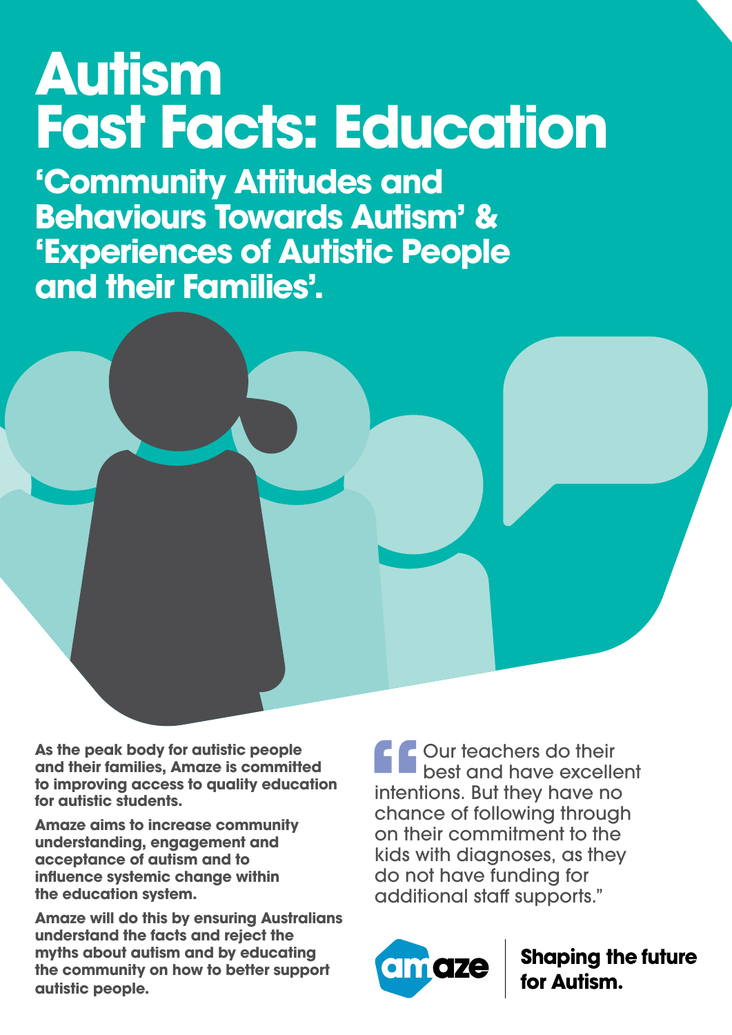# Autism Fast Facts: Education

## 'Community Attitudes and Behaviours Towards Autism' & 'Experiences of Autistic People and their Families'.

**As the peak body for autistic people and their families, Amaze is committed to improving access to quality education for autistic students.**

**Amaze aims to increase community understanding, engagement and acceptance of autism and to influence systemic change within the education system.**

**Amaze will do this by ensuring Australians understand the facts and reject the myths about autism and by educating the community on how to better support autistic people.**

> "Our teachers do their best and have excellent intentions. But they have no chance of following through on their commitment to the kids with diagnoses, as they do not have funding for additional staff supports."

amaze

**Shaping the future for Autism.**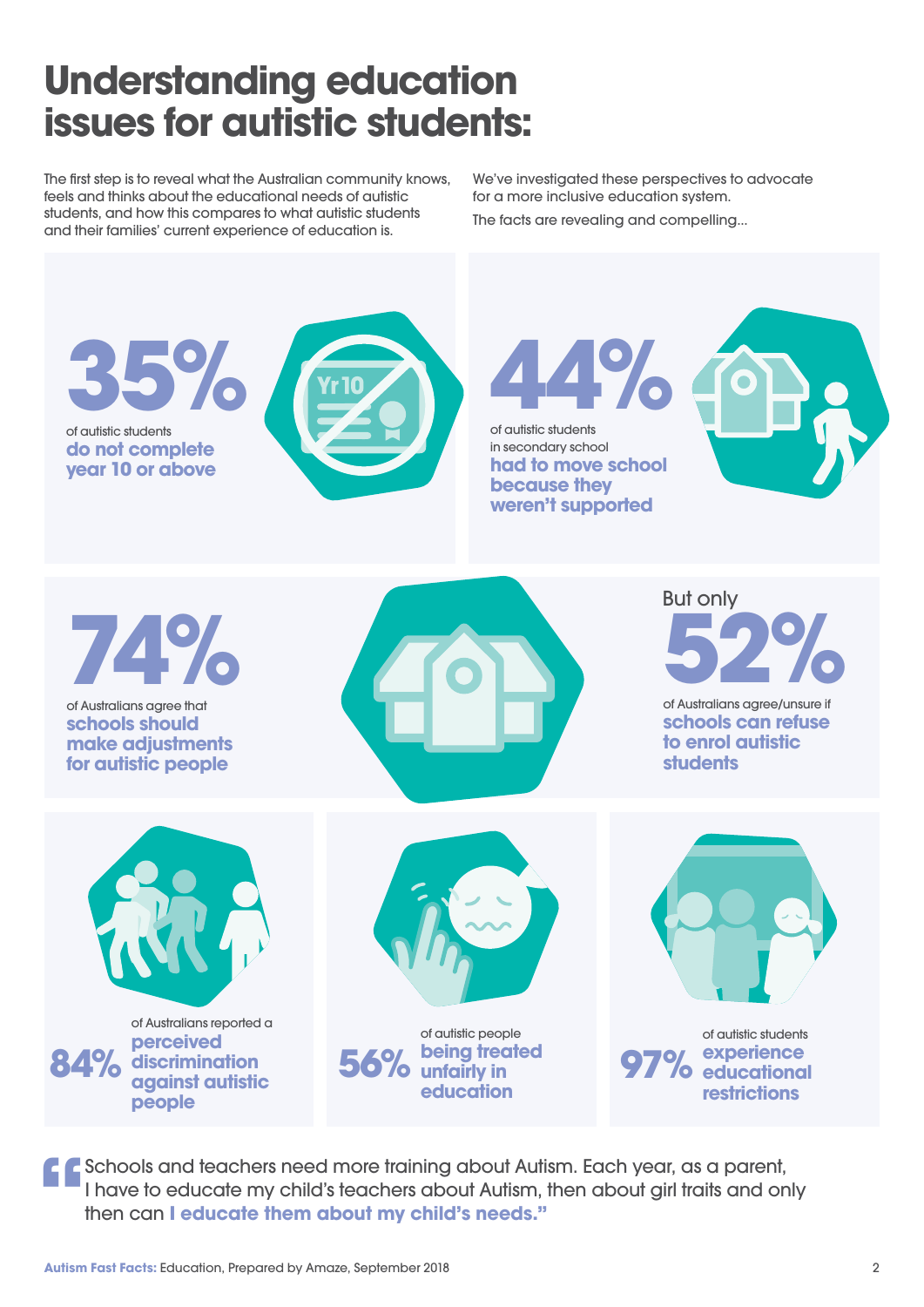# Understanding education issues for autistic students:

The first step is to reveal what the Australian community knows, feels and thinks about the educational needs of autistic students, and how this compares to what autistic students and their families' current experience of education is.

We've investigated these perspectives to advocate for a more inclusive education system.

The facts are revealing and compelling...

**35%**

of autistic students **do not complete year 10 or above**

**44%**

of autistic students in secondary school **had to move school because they weren't supported**

**74%**

of Australians agree that **schools should make adjustments for autistic people**

But only

**52%**

of Australians agree/unsure if **schools can refuse to enrol autistic students**

**84%** of Australians reported a **perceived discrimination against autistic people**

**56%** of autistic people **being treated unfairly in education**

**97%** of autistic students **experience educational restrictions**

> "Schools and teachers need more training about Autism. Each year, as a parent, I have to educate my child's teachers about Autism, then about girl traits and only then can **I educate them about my child's needs.**"

**Autism Fast Facts:** Education, Prepared by Amaze, September 2018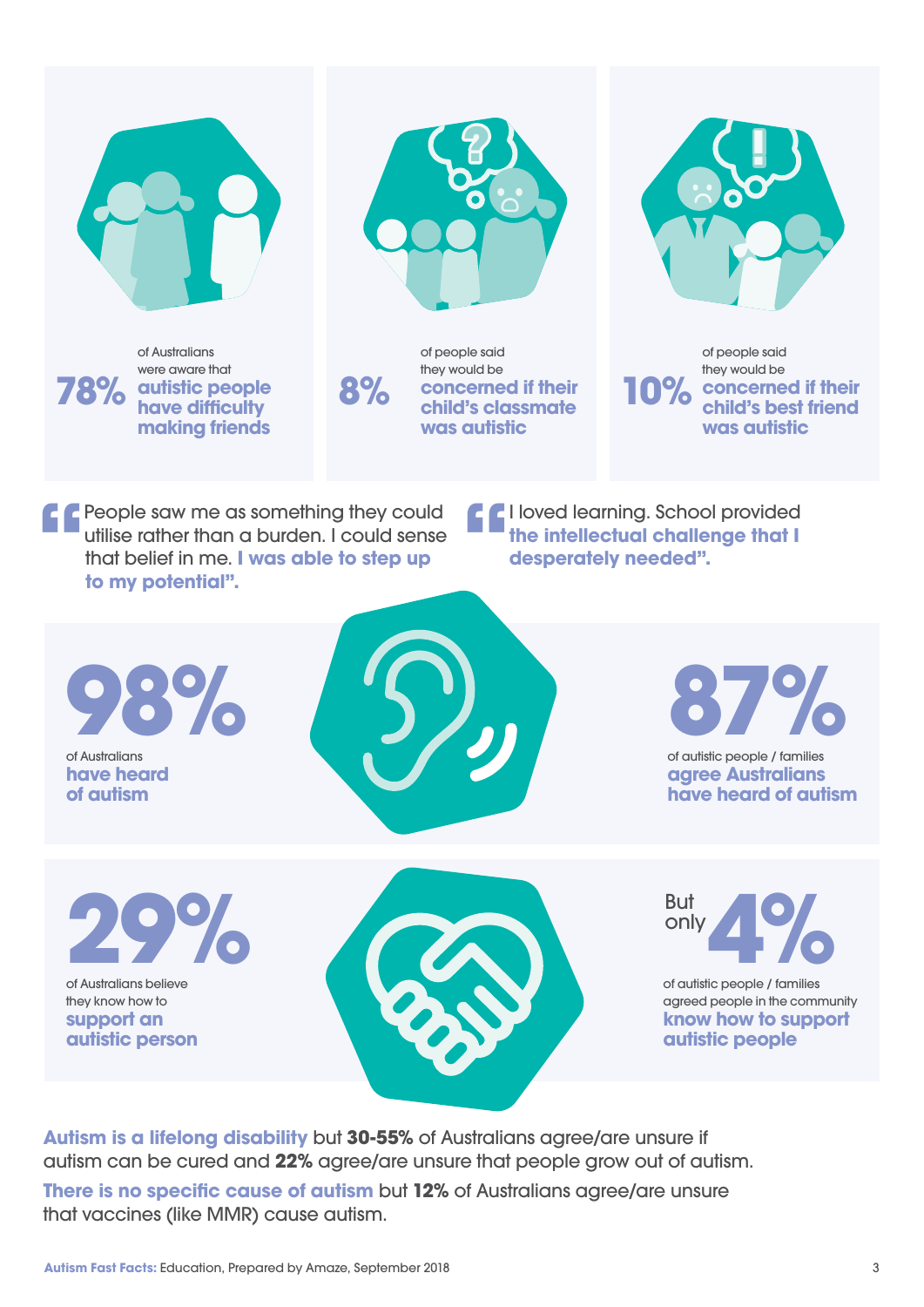**78%** of Australians were aware that **autistic people have difficulty making friends**

**8%** of people said they would be **concerned if their child's classmate was autistic**

**10%** of people said they would be **concerned if their child's best friend was autistic**

> "People saw me as something they could utilise rather than a burden. I could sense that belief in me. **I was able to step up to my potential".**

> "I loved learning. School provided **the intellectual challenge that I desperately needed".**

**98%** of Australians **have heard of autism**

**87%** of autistic people / families **agree Australians have heard of autism**

**29%** of Australians believe they know how to **support an autistic person**

But only **4%** of autistic people / families agreed people in the community **know how to support autistic people**

**Autism is a lifelong disability** but **30-55%** of Australians agree/are unsure if autism can be cured and **22%** agree/are unsure that people grow out of autism.

**There is no specific cause of autism** but **12%** of Australians agree/are unsure that vaccines (like MMR) cause autism.

**Autism Fast Facts:** Education, Prepared by Amaze, September 2018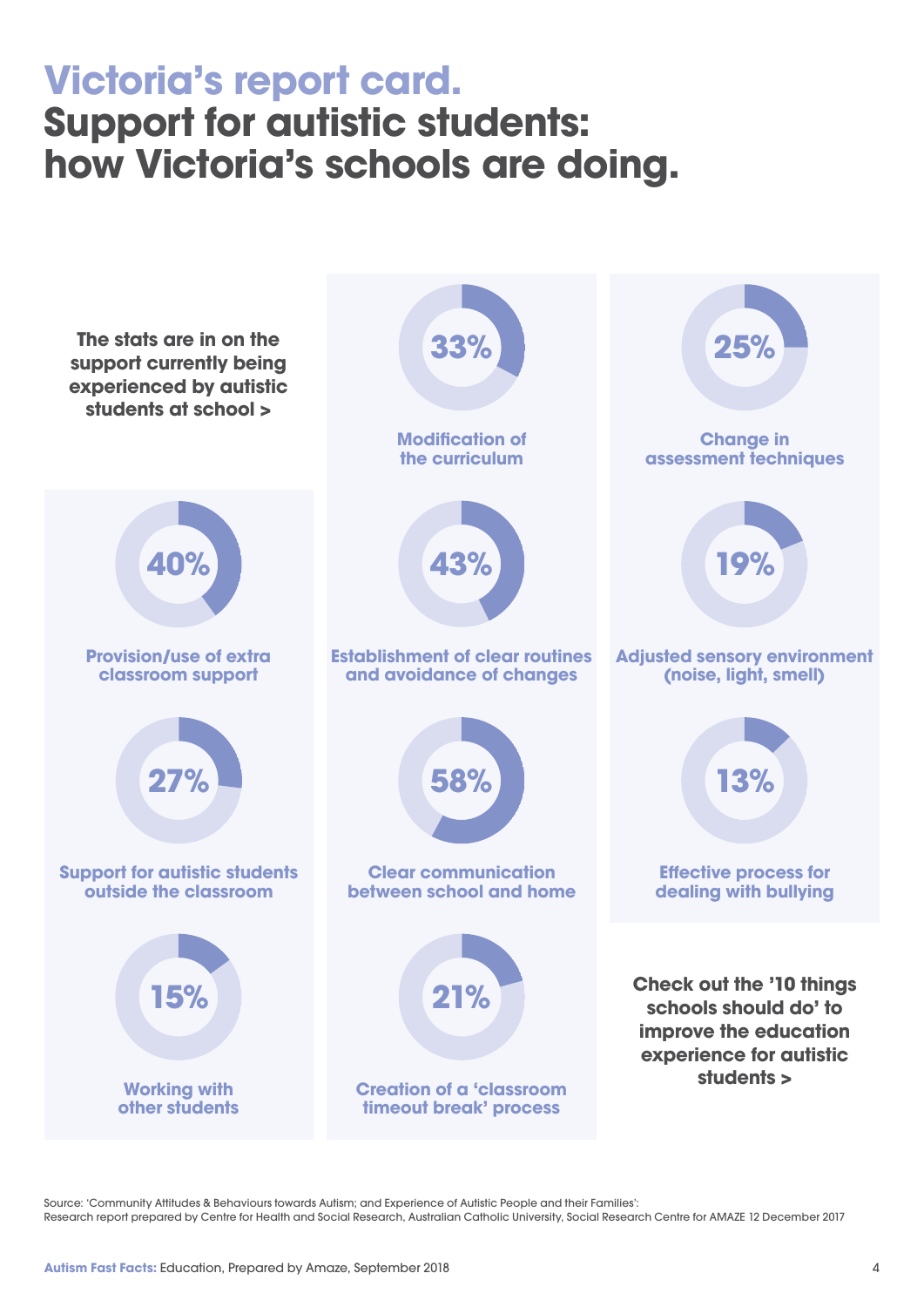# Victoria's report card.
## Support for autistic students: how Victoria's schools are doing.

**The stats are in on the support currently being experienced by autistic students at school >**

33%
Modification of the curriculum

25%
Change in assessment techniques

40%
Provision/use of extra classroom support

43%
Establishment of clear routines and avoidance of changes

19%
Adjusted sensory environment (noise, light, smell)

27%
Support for autistic students outside the classroom

58%
Clear communication between school and home

13%
Effective process for dealing with bullying

15%
Working with other students

21%
Creation of a 'classroom timeout break' process

**Check out the '10 things schools should do' to improve the education experience for autistic students >**

Source: 'Community Attitudes & Behaviours towards Autism; and Experience of Autistic People and their Families': Research report prepared by Centre for Health and Social Research, Australian Catholic University, Social Research Centre for AMAZE 12 December 2017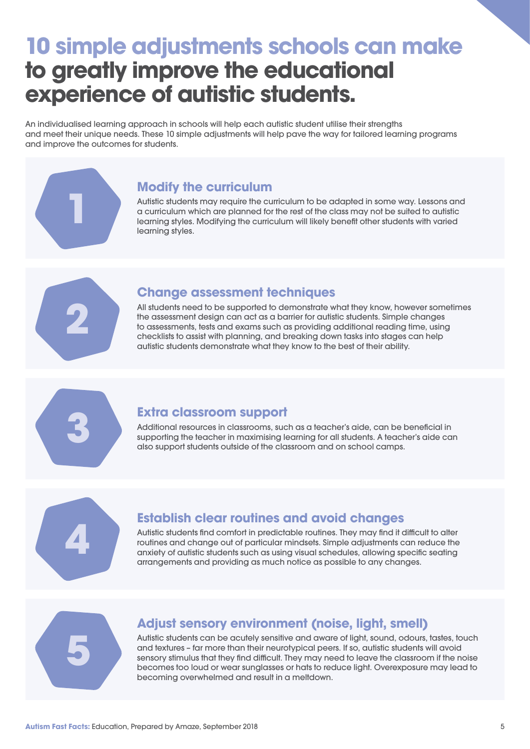# 10 simple adjustments schools can make to greatly improve the educational experience of autistic students.

An individualised learning approach in schools will help each autistic student utilise their strengths and meet their unique needs. These 10 simple adjustments will help pave the way for tailored learning programs and improve the outcomes for students.

## 1 Modify the curriculum

Autistic students may require the curriculum to be adapted in some way. Lessons and a curriculum which are planned for the rest of the class may not be suited to autistic learning styles. Modifying the curriculum will likely benefit other students with varied learning styles.

## 2 Change assessment techniques

All students need to be supported to demonstrate what they know, however sometimes the assessment design can act as a barrier for autistic students. Simple changes to assessments, tests and exams such as providing additional reading time, using checklists to assist with planning, and breaking down tasks into stages can help autistic students demonstrate what they know to the best of their ability.

## 3 Extra classroom support

Additional resources in classrooms, such as a teacher's aide, can be beneficial in supporting the teacher in maximising learning for all students. A teacher's aide can also support students outside of the classroom and on school camps.

## 4 Establish clear routines and avoid changes

Autistic students find comfort in predictable routines. They may find it difficult to alter routines and change out of particular mindsets. Simple adjustments can reduce the anxiety of autistic students such as using visual schedules, allowing specific seating arrangements and providing as much notice as possible to any changes.

## 5 Adjust sensory environment (noise, light, smell)

Autistic students can be acutely sensitive and aware of light, sound, odours, tastes, touch and textures – far more than their neurotypical peers. If so, autistic students will avoid sensory stimulus that they find difficult. They may need to leave the classroom if the noise becomes too loud or wear sunglasses or hats to reduce light. Overexposure may lead to becoming overwhelmed and result in a meltdown.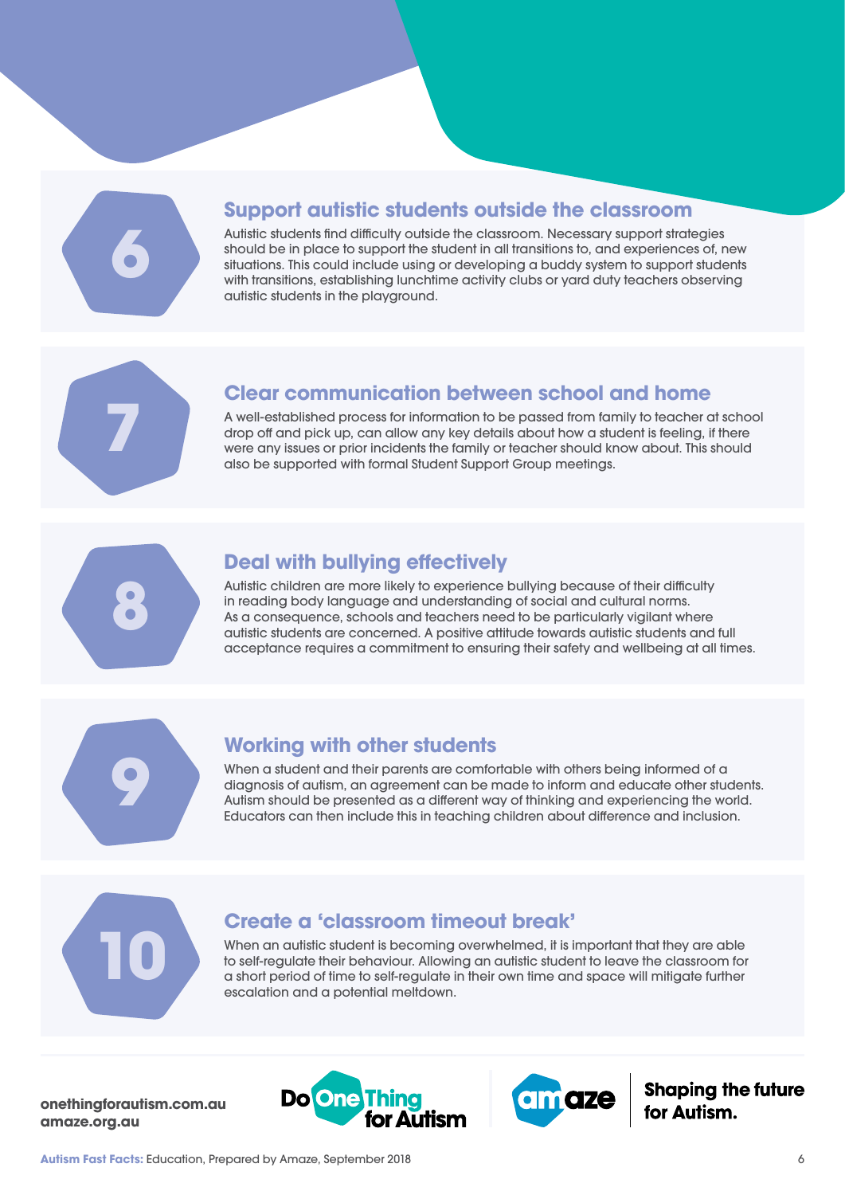## 6 Support autistic students outside the classroom

Autistic students find difficulty outside the classroom. Necessary support strategies should be in place to support the student in all transitions to, and experiences of, new situations. This could include using or developing a buddy system to support students with transitions, establishing lunchtime activity clubs or yard duty teachers observing autistic students in the playground.

## 7 Clear communication between school and home

A well-established process for information to be passed from family to teacher at school drop off and pick up, can allow any key details about how a student is feeling, if there were any issues or prior incidents the family or teacher should know about. This should also be supported with formal Student Support Group meetings.

## 8 Deal with bullying effectively

Autistic children are more likely to experience bullying because of their difficulty in reading body language and understanding of social and cultural norms. As a consequence, schools and teachers need to be particularly vigilant where autistic students are concerned. A positive attitude towards autistic students and full acceptance requires a commitment to ensuring their safety and wellbeing at all times.

## 9 Working with other students

When a student and their parents are comfortable with others being informed of a diagnosis of autism, an agreement can be made to inform and educate other students. Autism should be presented as a different way of thinking and experiencing the world. Educators can then include this in teaching children about difference and inclusion.

## 10 Create a 'classroom timeout break'

When an autistic student is becoming overwhelmed, it is important that they are able to self-regulate their behaviour. Allowing an autistic student to leave the classroom for a short period of time to self-regulate in their own time and space will mitigate further escalation and a potential meltdown.

**onethingforautism.com.au**
**amaze.org.au**

**Do One Thing for Autism**

**amaze** | **Shaping the future for Autism.**